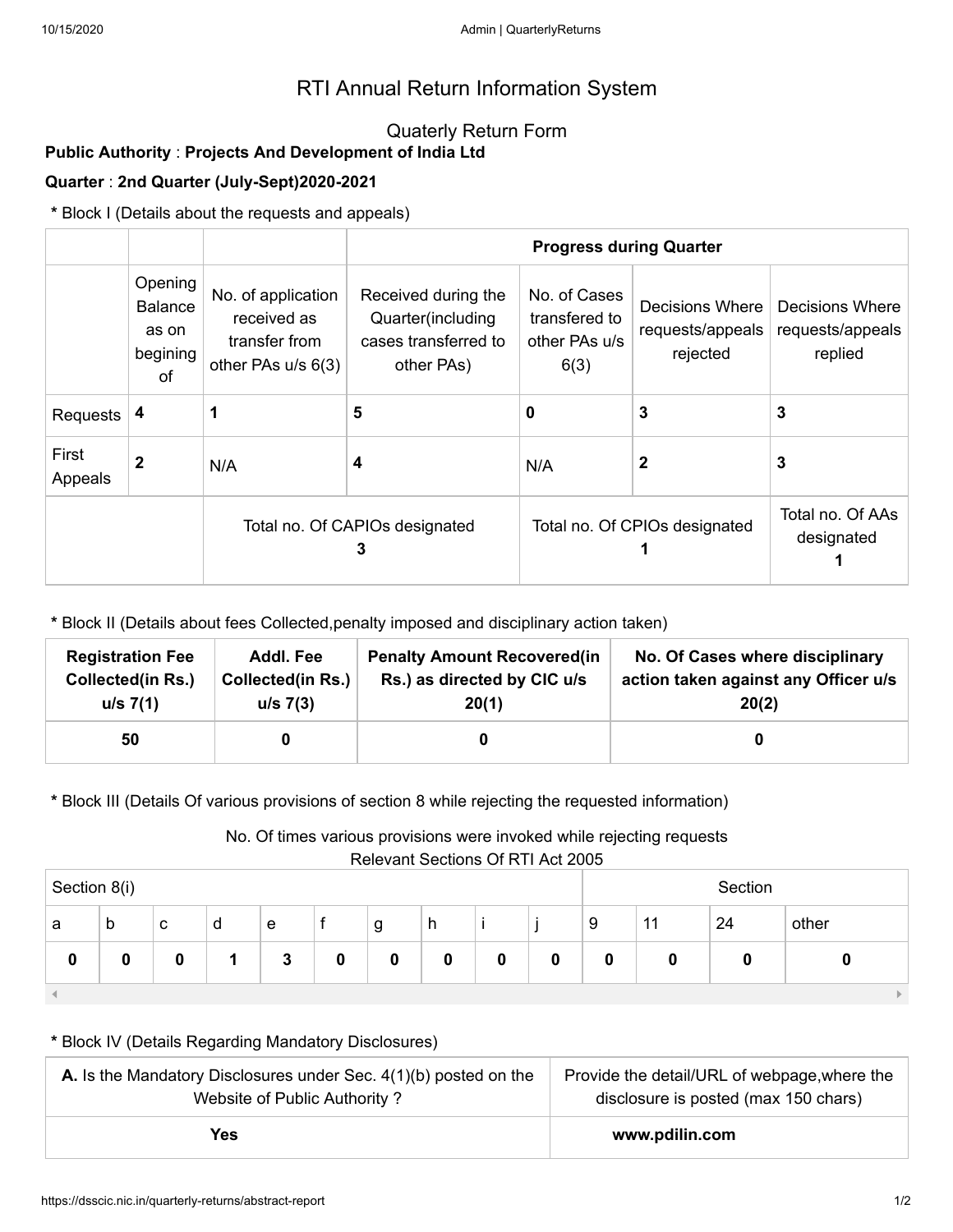# RTI Annual Return Information System

## Quaterly Return Form

**Public Authority** : **Projects And Development of India Ltd**

**Quarter** : **2nd Quarter (July-Sept)2020-2021**

**\*** Block I (Details about the requests and appeals)

| | | | Progress during Quarter | | | |
|---|---|---|---|---|---|---|
| | Opening Balance as on begining of | No. of application received as transfer from other PAs u/s 6(3) | Received during the Quarter(including cases transferred to other PAs) | No. of Cases transfered to other PAs u/s 6(3) | Decisions Where requests/appeals rejected | Decisions Where requests/appeals replied |
| Requests | **4** | **1** | **5** | **0** | **3** | **3** |
| First Appeals | **2** | N/A | **4** | N/A | **2** | **3** |
| | Total no. Of CAPIOs designated **3** | | | Total no. Of CPIOs designated **1** | | Total no. Of AAs designated **1** |

**\*** Block II (Details about fees Collected,penalty imposed and disciplinary action taken)

| Registration Fee Collected(in Rs.) u/s 7(1) | Addl. Fee Collected(in Rs.) u/s 7(3) | Penalty Amount Recovered(in Rs.) as directed by CIC u/s 20(1) | No. Of Cases where disciplinary action taken against any Officer u/s 20(2) |
|---|---|---|---|
| 50 | 0 | 0 | 0 |

**\*** Block III (Details Of various provisions of section 8 while rejecting the requested information)

No. Of times various provisions were invoked while rejecting requests
Relevant Sections Of RTI Act 2005

| Section 8(i) | | | | | | | | | | Section | | | |
|---|---|---|---|---|---|---|---|---|---|---|---|---|---|
| a | b | c | d | e | f | g | h | i | j | 9 | 11 | 24 | other |
| **0** | **0** | **0** | **1** | **3** | **0** | **0** | **0** | **0** | **0** | **0** | **0** | **0** | **0** |

**\*** Block IV (Details Regarding Mandatory Disclosures)

| **A.** Is the Mandatory Disclosures under Sec. 4(1)(b) posted on the Website of Public Authority ? | Provide the detail/URL of webpage,where the disclosure is posted (max 150 chars) |
|---|---|
| **Yes** | **www.pdilin.com** |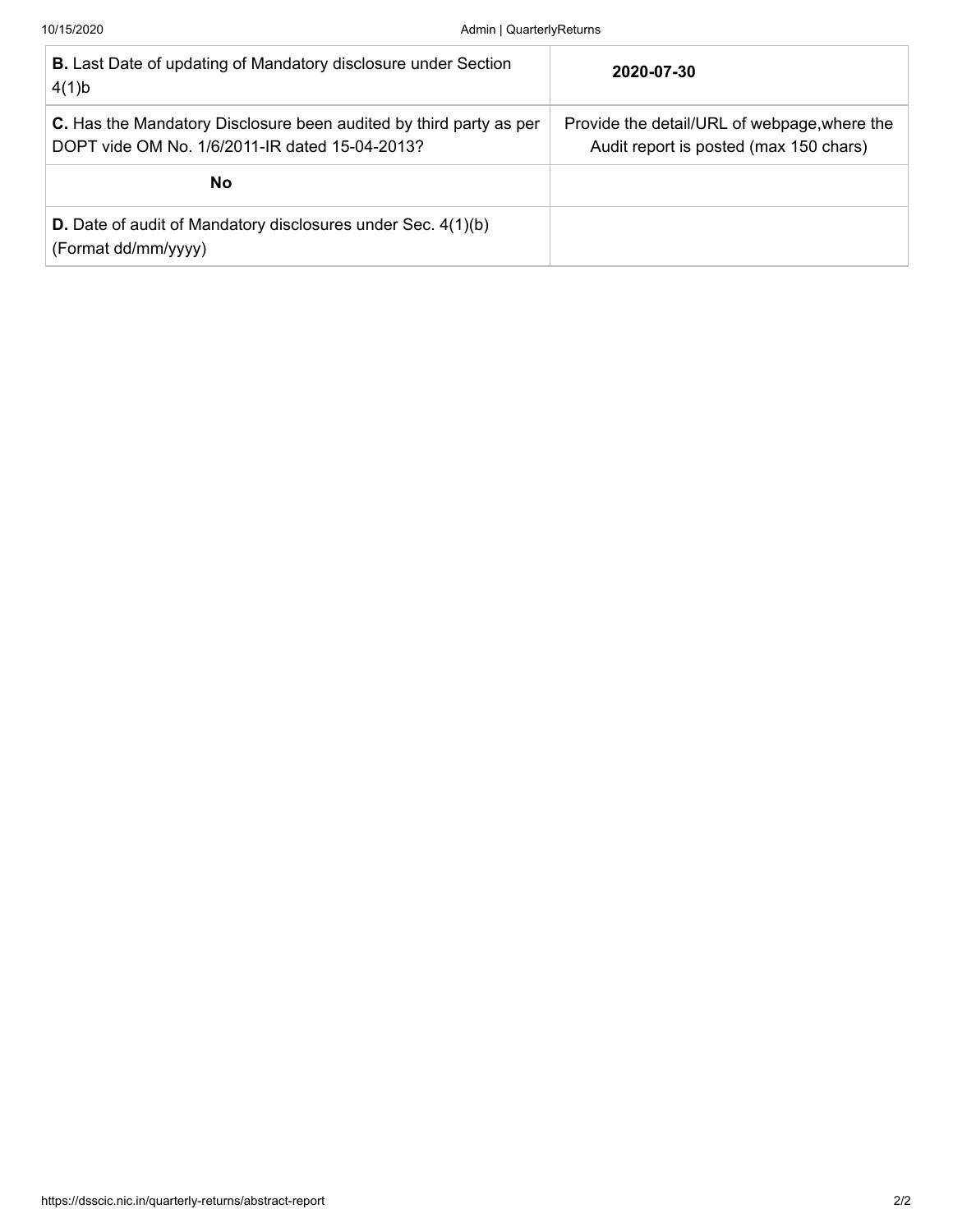| | |
|---|---|
| **B.** Last Date of updating of Mandatory disclosure under Section 4(1)b | **2020-07-30** |
| **C.** Has the Mandatory Disclosure been audited by third party as per DOPT vide OM No. 1/6/2011-IR dated 15-04-2013? | Provide the detail/URL of webpage,where the Audit report is posted (max 150 chars) |
| **No** | |
| **D.** Date of audit of Mandatory disclosures under Sec. 4(1)(b) (Format dd/mm/yyyy) | |